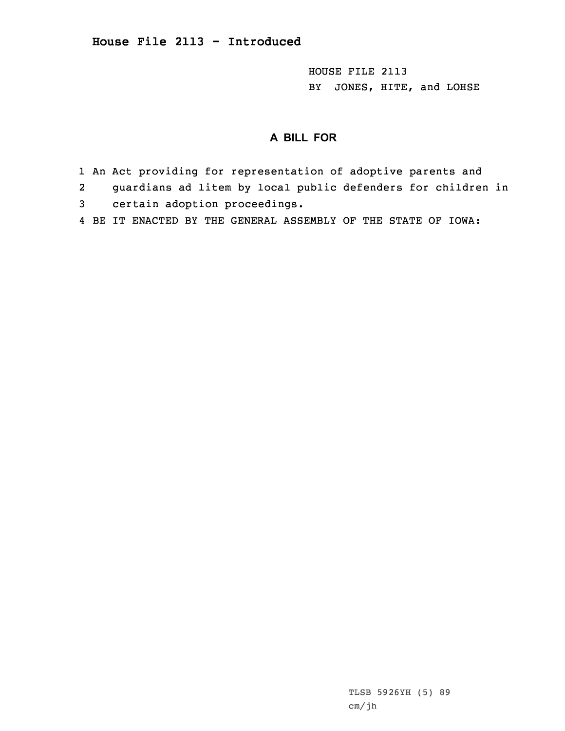# House File 2113 - Introduced

HOUSE FILE 2113
BY JONES, HITE, and LOHSE

## A BILL FOR

1 An Act providing for representation of adoptive parents and
2 guardians ad litem by local public defenders for children in
3 certain adoption proceedings.
4 BE IT ENACTED BY THE GENERAL ASSEMBLY OF THE STATE OF IOWA:

TLSB 5926YH (5) 89
cm/jh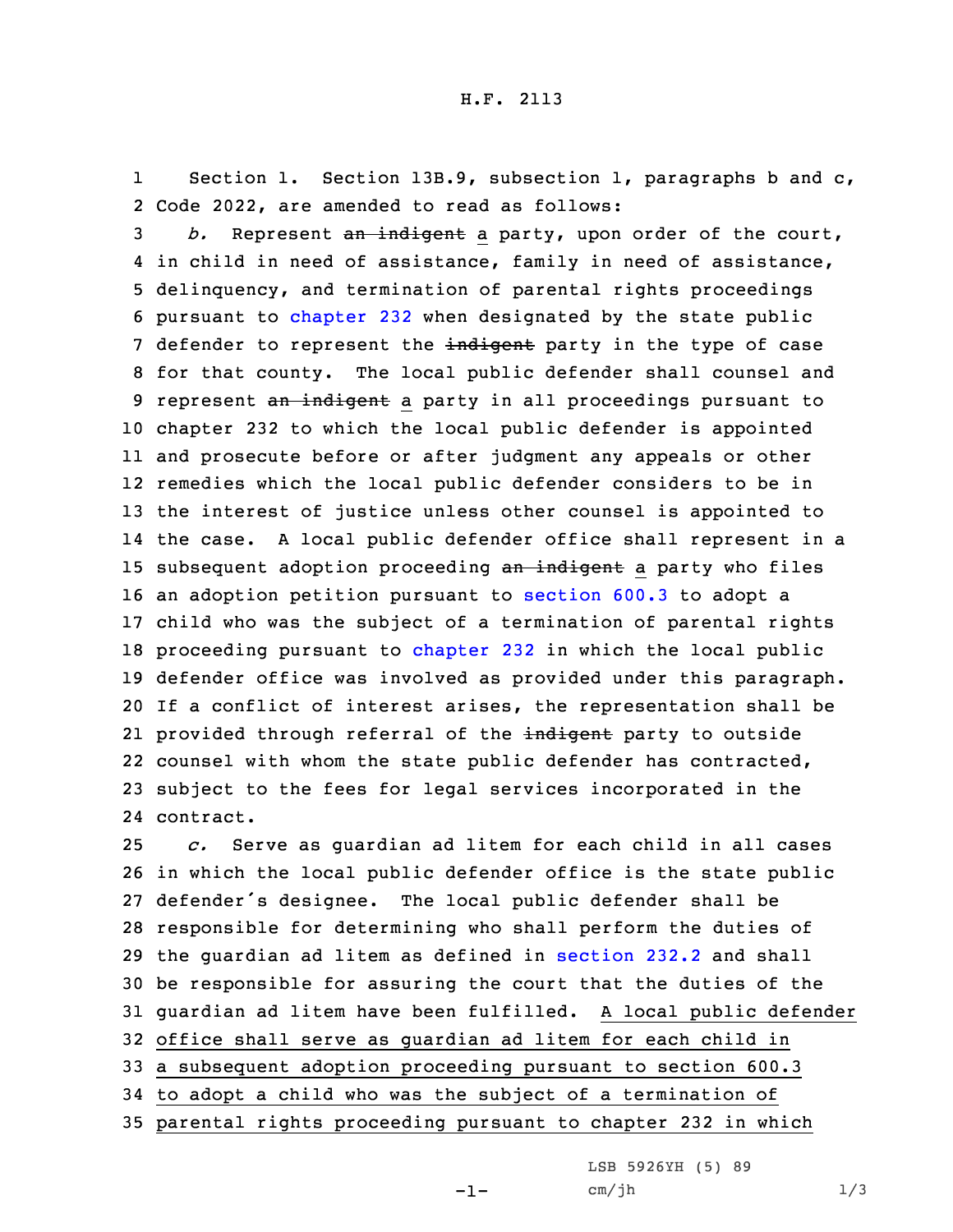H.F. 2113

1 Section 1. Section 13B.9, subsection 1, paragraphs b and c,
2 Code 2022, are amended to read as follows:

3 *b.* Represent ~~an indigent~~ a party, upon order of the court,
4 in child in need of assistance, family in need of assistance,
5 delinquency, and termination of parental rights proceedings
6 pursuant to chapter 232 when designated by the state public
7 defender to represent the ~~indigent~~ party in the type of case
8 for that county. The local public defender shall counsel and
9 represent ~~an indigent~~ a party in all proceedings pursuant to
10 chapter 232 to which the local public defender is appointed
11 and prosecute before or after judgment any appeals or other
12 remedies which the local public defender considers to be in
13 the interest of justice unless other counsel is appointed to
14 the case. A local public defender office shall represent in a
15 subsequent adoption proceeding ~~an indigent~~ a party who files
16 an adoption petition pursuant to section 600.3 to adopt a
17 child who was the subject of a termination of parental rights
18 proceeding pursuant to chapter 232 in which the local public
19 defender office was involved as provided under this paragraph.
20 If a conflict of interest arises, the representation shall be
21 provided through referral of the ~~indigent~~ party to outside
22 counsel with whom the state public defender has contracted,
23 subject to the fees for legal services incorporated in the
24 contract.

25 *c.* Serve as guardian ad litem for each child in all cases
26 in which the local public defender office is the state public
27 defender's designee. The local public defender shall be
28 responsible for determining who shall perform the duties of
29 the guardian ad litem as defined in section 232.2 and shall
30 be responsible for assuring the court that the duties of the
31 guardian ad litem have been fulfilled. <u>A local public defender</u>
32 <u>office shall serve as guardian ad litem for each child in</u>
33 <u>a subsequent adoption proceeding pursuant to section 600.3</u>
34 <u>to adopt a child who was the subject of a termination of</u>
35 <u>parental rights proceeding pursuant to chapter 232 in which</u>

LSB 5926YH (5) 89
cm/jh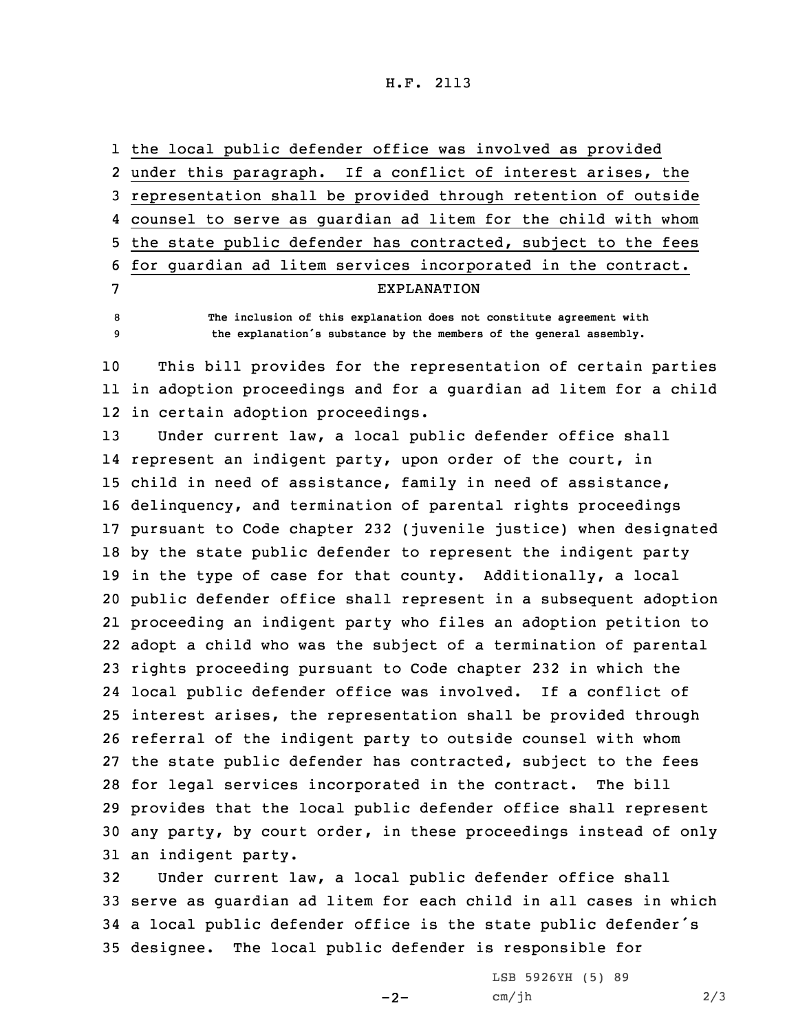the local public defender office was involved as provided under this paragraph. If a conflict of interest arises, the representation shall be provided through retention of outside counsel to serve as guardian ad litem for the child with whom the state public defender has contracted, subject to the fees for guardian ad litem services incorporated in the contract.

## EXPLANATION

The inclusion of this explanation does not constitute agreement with the explanation's substance by the members of the general assembly.

This bill provides for the representation of certain parties in adoption proceedings and for a guardian ad litem for a child in certain adoption proceedings.

Under current law, a local public defender office shall represent an indigent party, upon order of the court, in child in need of assistance, family in need of assistance, delinquency, and termination of parental rights proceedings pursuant to Code chapter 232 (juvenile justice) when designated by the state public defender to represent the indigent party in the type of case for that county. Additionally, a local public defender office shall represent in a subsequent adoption proceeding an indigent party who files an adoption petition to adopt a child who was the subject of a termination of parental rights proceeding pursuant to Code chapter 232 in which the local public defender office was involved. If a conflict of interest arises, the representation shall be provided through referral of the indigent party to outside counsel with whom the state public defender has contracted, subject to the fees for legal services incorporated in the contract. The bill provides that the local public defender office shall represent any party, by court order, in these proceedings instead of only an indigent party.

Under current law, a local public defender office shall serve as guardian ad litem for each child in all cases in which a local public defender office is the state public defender's designee. The local public defender is responsible for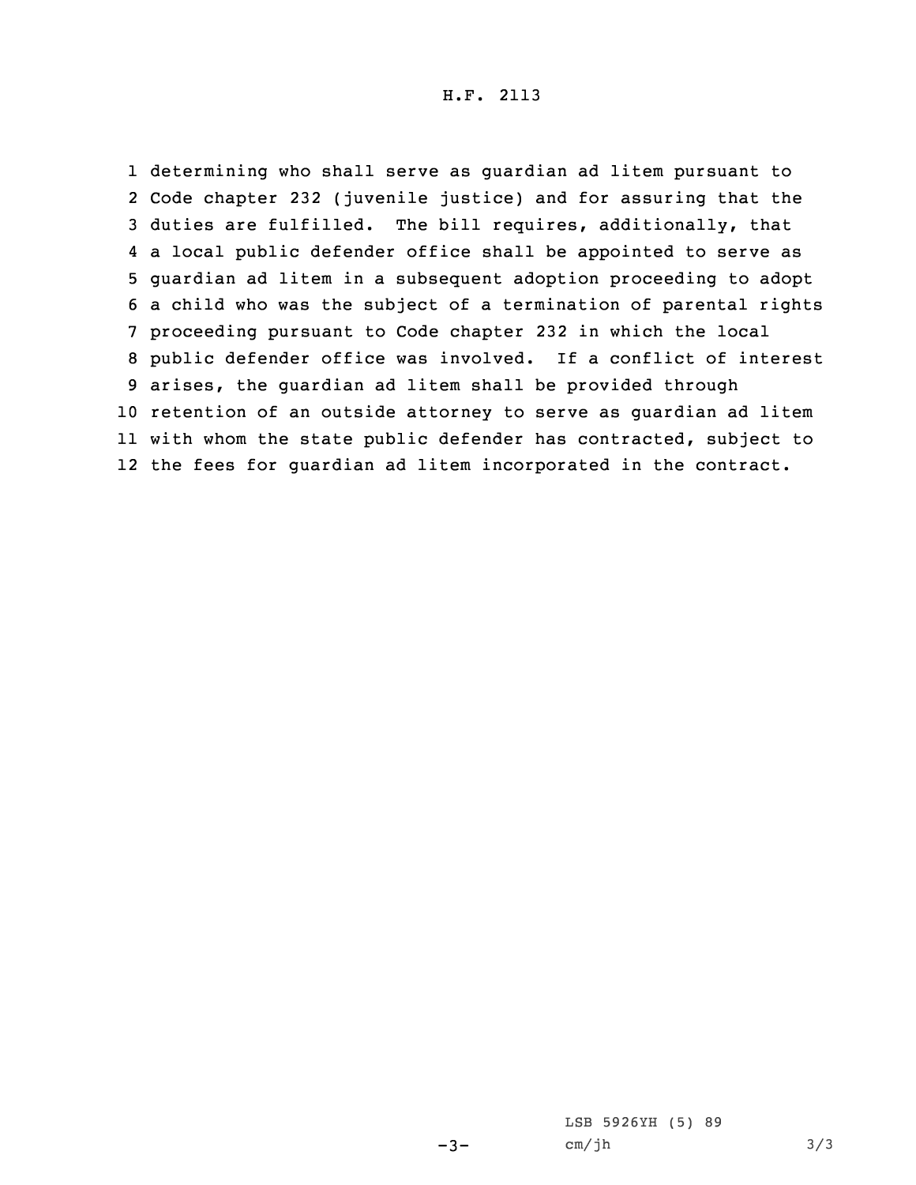determining who shall serve as guardian ad litem pursuant to Code chapter 232 (juvenile justice) and for assuring that the duties are fulfilled. The bill requires, additionally, that a local public defender office shall be appointed to serve as guardian ad litem in a subsequent adoption proceeding to adopt a child who was the subject of a termination of parental rights proceeding pursuant to Code chapter 232 in which the local public defender office was involved. If a conflict of interest arises, the guardian ad litem shall be provided through retention of an outside attorney to serve as guardian ad litem with whom the state public defender has contracted, subject to the fees for guardian ad litem incorporated in the contract.